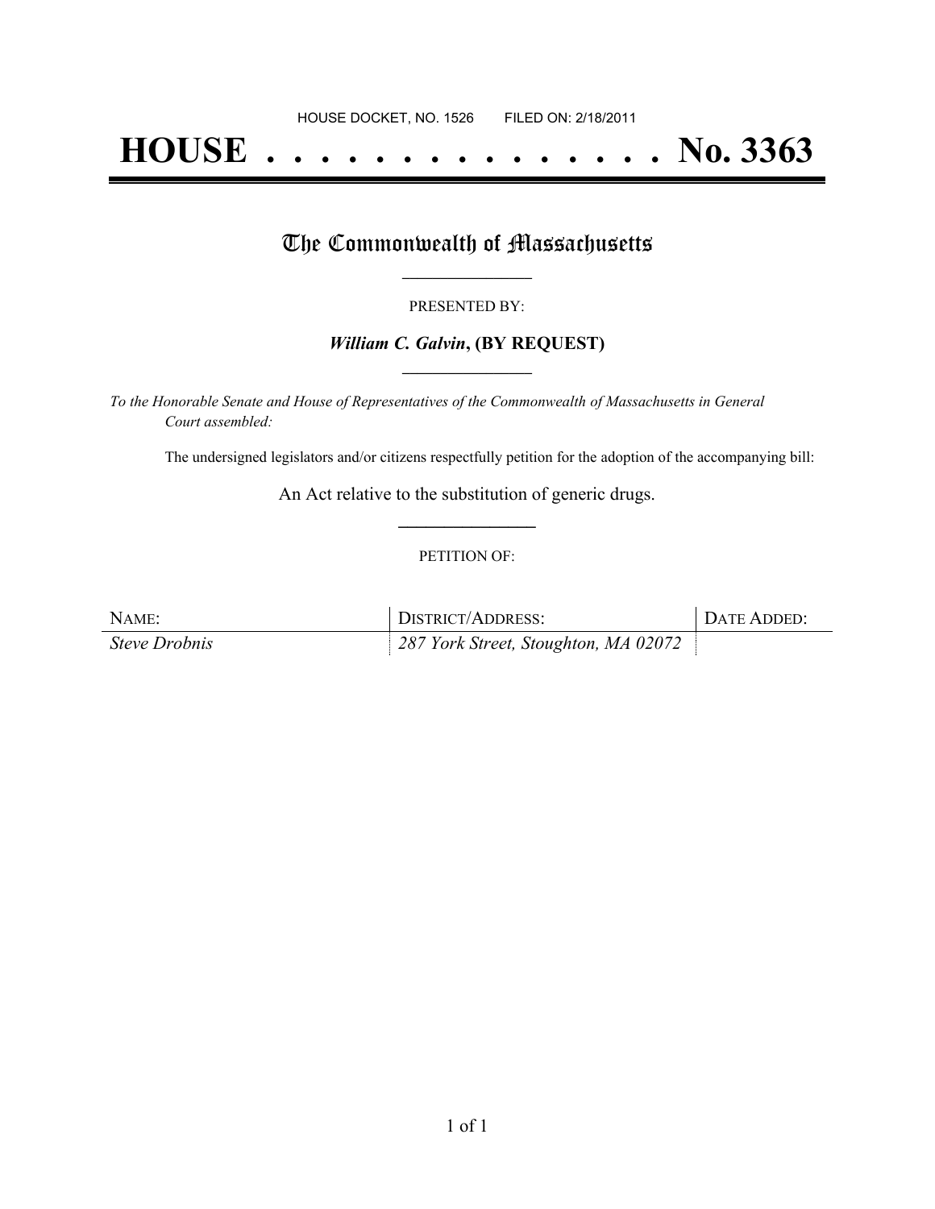HOUSE DOCKET, NO. 1526        FILED ON: 2/18/2011

# HOUSE . . . . . . . . . . . . . . . No. 3363

## The Commonwealth of Massachusetts

PRESENTED BY:

***William C. Galvin*, (BY REQUEST)**

*To the Honorable Senate and House of Representatives of the Commonwealth of Massachusetts in General Court assembled:*

The undersigned legislators and/or citizens respectfully petition for the adoption of the accompanying bill:

An Act relative to the substitution of generic drugs.

PETITION OF:

| NAME: | DISTRICT/ADDRESS: | DATE ADDED: |
| --- | --- | --- |
| *Steve Drobnis* | *287 York Street, Stoughton, MA 02072* | |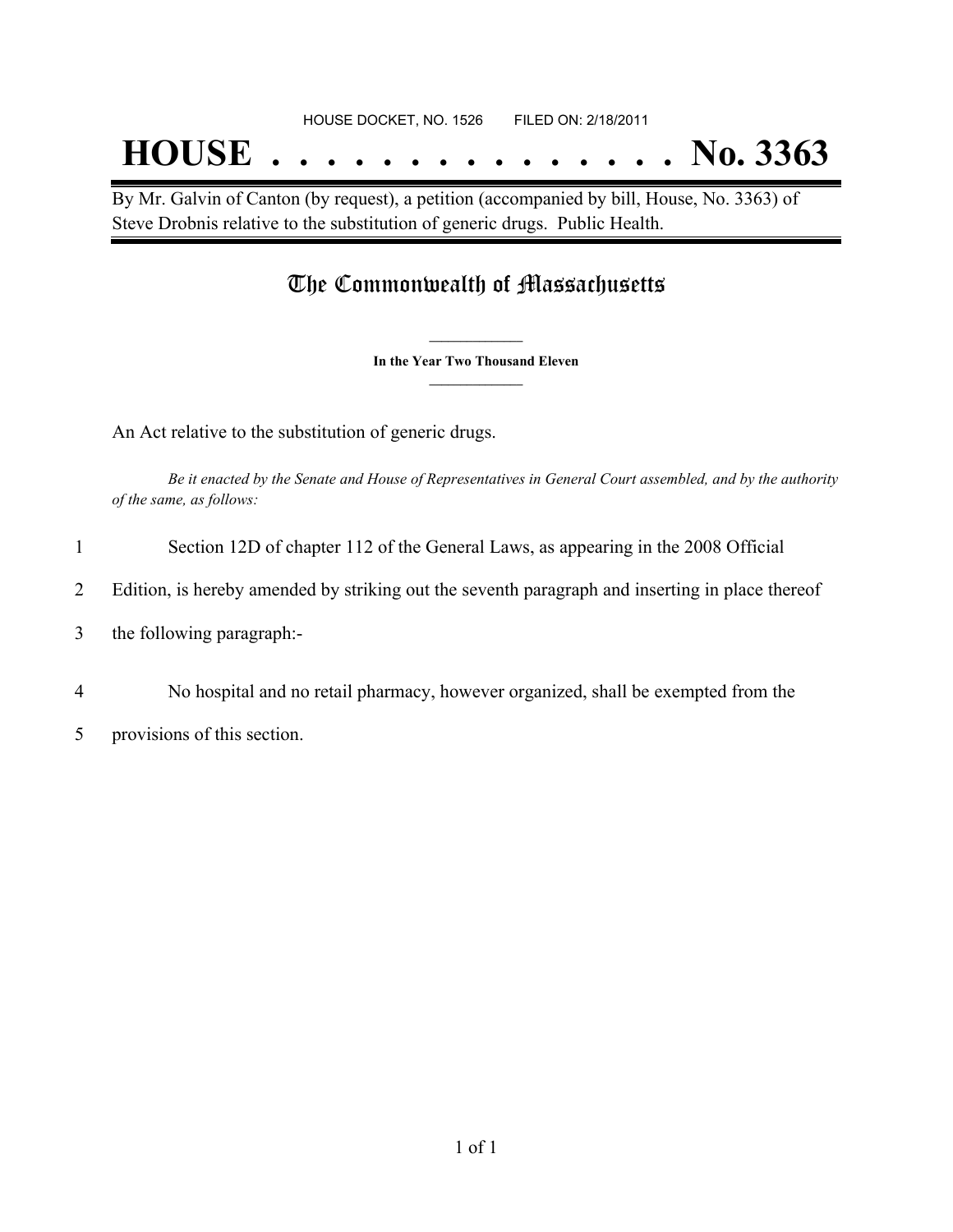HOUSE DOCKET, NO. 1526 FILED ON: 2/18/2011

# HOUSE . . . . . . . . . . . . . . . No. 3363

By Mr. Galvin of Canton (by request), a petition (accompanied by bill, House, No. 3363) of Steve Drobnis relative to the substitution of generic drugs. Public Health.

## The Commonwealth of Massachusetts

**In the Year Two Thousand Eleven**

An Act relative to the substitution of generic drugs.

*Be it enacted by the Senate and House of Representatives in General Court assembled, and by the authority of the same, as follows:*

1 Section 12D of chapter 112 of the General Laws, as appearing in the 2008 Official
2 Edition, is hereby amended by striking out the seventh paragraph and inserting in place thereof
3 the following paragraph:-

4 No hospital and no retail pharmacy, however organized, shall be exempted from the
5 provisions of this section.